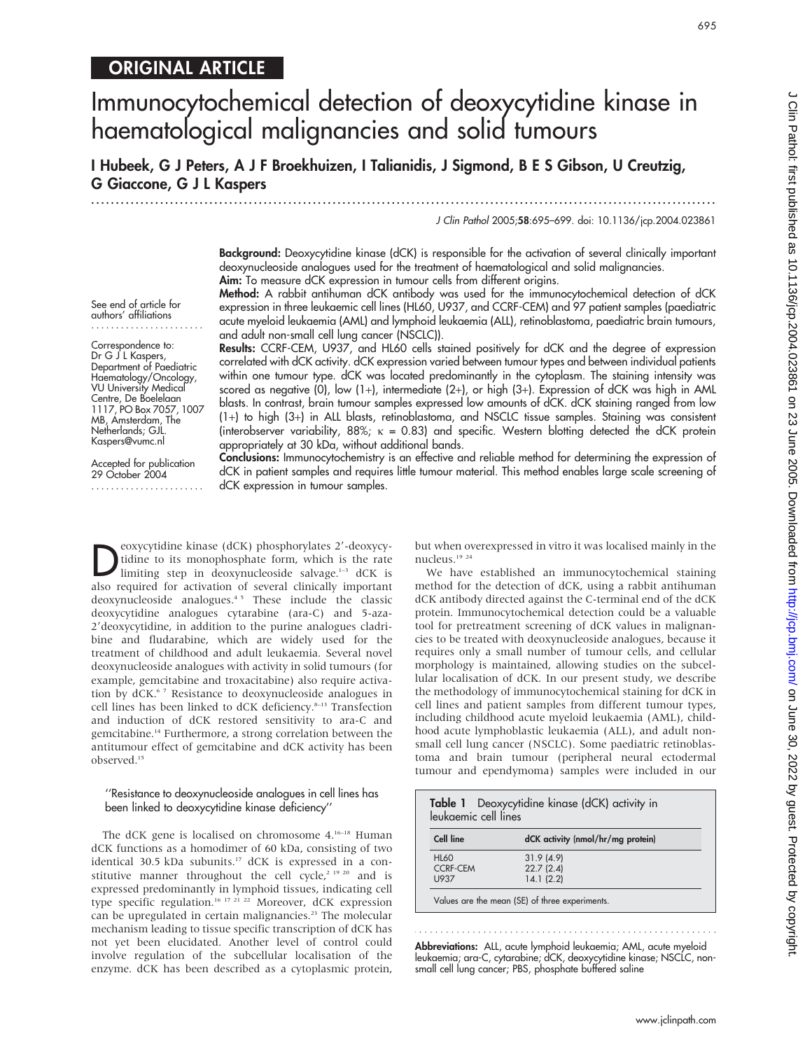ORIGINAL ARTICLE

# Immunocytochemical detection of deoxycytidine kinase in haematological malignancies and solid tumours

**I Hubeek, G J Peters, A J F Broekhuizen, I Talianidis, J Sigmond, B E S Gibson, U Creutzig, G Giaccone, G J L Kaspers**

J Clin Pathol 2005;**58**:695–699. doi: 10.1136/jcp.2004.023861

See end of article for authors' affiliations

Correspondence to: Dr G J L Kaspers, Department of Paediatric Haematology/Oncology, VU University Medical Centre, De Boelelaan 1117, PO Box 7057, 1007 MB, Amsterdam, The Netherlands; GJL.Kaspers@vumc.nl

Accepted for publication 29 October 2004

**Background:** Deoxycytidine kinase (dCK) is responsible for the activation of several clinically important deoxynucleoside analogues used for the treatment of haematological and solid malignancies.

**Aim:** To measure dCK expression in tumour cells from different origins.

**Method:** A rabbit antihuman dCK antibody was used for the immunocytochemical detection of dCK expression in three leukaemic cell lines (HL60, U937, and CCRF-CEM) and 97 patient samples (paediatric acute myeloid leukaemia (AML) and lymphoid leukaemia (ALL), retinoblastoma, paediatric brain tumours, and adult non-small cell lung cancer (NSCLC)).

**Results:** CCRF-CEM, U937, and HL60 cells stained positively for dCK and the degree of expression correlated with dCK activity. dCK expression varied between tumour types and between individual patients within one tumour type. dCK was located predominantly in the cytoplasm. The staining intensity was scored as negative (0), low (1+), intermediate (2+), or high (3+). Expression of dCK was high in AML blasts. In contrast, brain tumour samples expressed low amounts of dCK. dCK staining ranged from low (1+) to high (3+) in ALL blasts, retinoblastoma, and NSCLC tissue samples. Staining was consistent (interobserver variability, 88%; κ = 0.83) and specific. Western blotting detected the dCK protein appropriately at 30 kDa, without additional bands.

**Conclusions:** Immunocytochemistry is an effective and reliable method for determining the expression of dCK in patient samples and requires little tumour material. This method enables large scale screening of dCK expression in tumour samples.

Deoxycytidine kinase (dCK) phosphorylates 2′-deoxycytidine to its monophosphate form, which is the rate limiting step in deoxynucleoside salvage.[1–3] dCK is also required for activation of several clinically important deoxynucleoside analogues.[4,5] These include the classic deoxycytidine analogues cytarabine (ara-C) and 5-aza-2′deoxycytidine, in addition to the purine analogues cladribine and fludarabine, which are widely used for the treatment of childhood and adult leukaemia. Several novel deoxynucleoside analogues with activity in solid tumours (for example, gemcitabine and troxacitabine) also require activation by dCK.[6,7] Resistance to deoxynucleoside analogues in cell lines has been linked to dCK deficiency.[8–13] Transfection and induction of dCK restored sensitivity to ara-C and gemcitabine.[14] Furthermore, a strong correlation between the antitumour effect of gemcitabine and dCK activity has been observed.[15]

> "Resistance to deoxynucleoside analogues in cell lines has been linked to deoxycytidine kinase deficiency"

The dCK gene is localised on chromosome 4.[16–18] Human dCK functions as a homodimer of 60 kDa, consisting of two identical 30.5 kDa subunits.[17] dCK is expressed in a constitutive manner throughout the cell cycle,[2,19,20] and is expressed predominantly in lymphoid tissues, indicating cell type specific regulation.[16,17,21,22] Moreover, dCK expression can be upregulated in certain malignancies.[23] The molecular mechanism leading to tissue specific transcription of dCK has not yet been elucidated. Another level of control could involve regulation of the subcellular localisation of the enzyme. dCK has been described as a cytoplasmic protein, but when overexpressed in vitro it was localised mainly in the nucleus.[19,24]

We have established an immunocytochemical staining method for the detection of dCK, using a rabbit antihuman dCK antibody directed against the C-terminal end of the dCK protein. Immunocytochemical detection could be a valuable tool for pretreatment screening of dCK values in malignancies to be treated with deoxynucleoside analogues, because it requires only a small number of tumour cells, and cellular morphology is maintained, allowing studies on the subcellular localisation of dCK. In our present study, we describe the methodology of immunocytochemical staining for dCK in cell lines and patient samples from different tumour types, including childhood acute myeloid leukaemia (AML), childhood acute lymphoblastic leukaemia (ALL), and adult non-small cell lung cancer (NSCLC). Some paediatric retinoblastoma and brain tumour (peripheral neural ectodermal tumour and ependymoma) samples were included in our

**Table 1** Deoxycytidine kinase (dCK) activity in leukaemic cell lines

| Cell line | dCK activity (nmol/hr/mg protein) |
|---|---|
| HL60 | 31.9 (4.9) |
| CCRF-CEM | 22.7 (2.4) |
| U937 | 14.1 (2.2) |

Values are the mean (SE) of three experiments.

**Abbreviations:** ALL, acute lymphoid leukaemia; AML, acute myeloid leukaemia; ara-C, cytarabine; dCK, deoxycytidine kinase; NSCLC, non-small cell lung cancer; PBS, phosphate buffered saline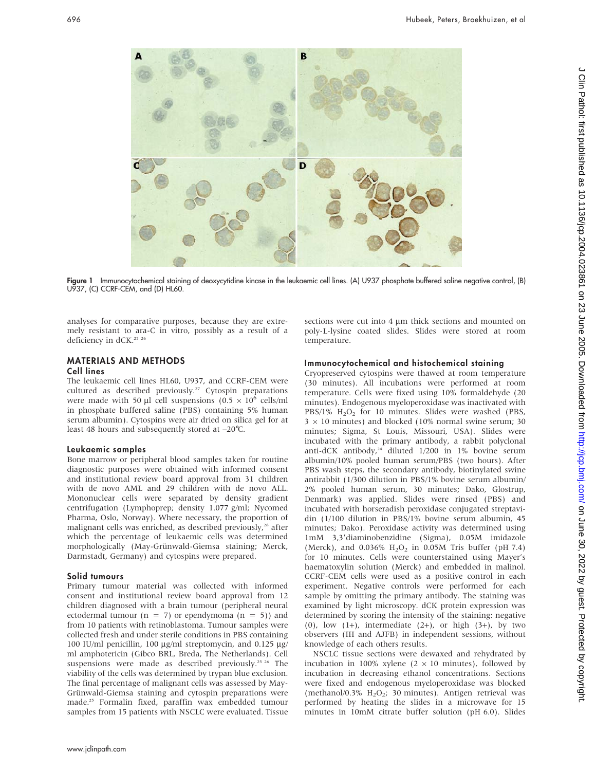Figure 1 Immunocytochemical staining of deoxycytidine kinase in the leukaemic cell lines. (A) U937 phosphate buffered saline negative control, (B) U937, (C) CCRF-CEM, and (D) HL60.

analyses for comparative purposes, because they are extremely resistant to ara-C in vitro, possibly as a result of a deficiency in dCK.[25 26]

## MATERIALS AND METHODS

### Cell lines

The leukaemic cell lines HL60, U937, and CCRF-CEM were cultured as described previously.[27] Cytospin preparations were made with 50 µl cell suspensions ($0.5 \times 10^6$ cells/ml in phosphate buffered saline (PBS) containing 5% human serum albumin). Cytospins were air dried on silica gel for at least 48 hours and subsequently stored at –20°C.

### Leukaemic samples

Bone marrow or peripheral blood samples taken for routine diagnostic purposes were obtained with informed consent and institutional review board approval from 31 children with de novo AML and 29 children with de novo ALL. Mononuclear cells were separated by density gradient centrifugation (Lymphoprep; density 1.077 g/ml; Nycomed Pharma, Oslo, Norway). Where necessary, the proportion of malignant cells was enriched, as described previously,[28] after which the percentage of leukaemic cells was determined morphologically (May-Grünwald-Giemsa staining; Merck, Darmstadt, Germany) and cytospins were prepared.

### Solid tumours

Primary tumour material was collected with informed consent and institutional review board approval from 12 children diagnosed with a brain tumour (peripheral neural ectodermal tumour (n = 7) or ependymoma (n = 5)) and from 10 patients with retinoblastoma. Tumour samples were collected fresh and under sterile conditions in PBS containing 100 IU/ml penicillin, 100 µg/ml streptomycin, and 0.125 µg/ml amphotericin (Gibco BRL, Breda, The Netherlands). Cell suspensions were made as described previously.[25 26] The viability of the cells was determined by trypan blue exclusion. The final percentage of malignant cells was assessed by May-Grünwald-Giemsa staining and cytospin preparations were made.[25] Formalin fixed, paraffin wax embedded tumour samples from 15 patients with NSCLC were evaluated. Tissue sections were cut into 4 µm thick sections and mounted on poly-L-lysine coated slides. Slides were stored at room temperature.

### Immunocytochemical and histochemical staining

Cryopreserved cytospins were thawed at room temperature (30 minutes). All incubations were performed at room temperature. Cells were fixed using 10% formaldehyde (20 minutes). Endogenous myeloperoxidase was inactivated with PBS/1% $H_2O_2$ for 10 minutes. Slides were washed (PBS, $3 \times 10$ minutes) and blocked (10% normal swine serum; 30 minutes; Sigma, St Louis, Missouri, USA). Slides were incubated with the primary antibody, a rabbit polyclonal anti-dCK antibody,[24] diluted 1/200 in 1% bovine serum albumin/10% pooled human serum/PBS (two hours). After PBS wash steps, the secondary antibody, biotinylated swine antirabbit (1/300 dilution in PBS/1% bovine serum albumin/2% pooled human serum, 30 minutes; Dako, Glostrup, Denmark) was applied. Slides were rinsed (PBS) and incubated with horseradish peroxidase conjugated streptavidin (1/100 dilution in PBS/1% bovine serum albumin, 45 minutes; Dako). Peroxidase activity was determined using 1mM 3,3′diaminobenzidine (Sigma), 0.05M imidazole (Merck), and 0.036% $H_2O_2$ in 0.05M Tris buffer (pH 7.4) for 10 minutes. Cells were counterstained using Mayer's haematoxylin solution (Merck) and embedded in malinol. CCRF-CEM cells were used as a positive control in each experiment. Negative controls were performed for each sample by omitting the primary antibody. The staining was examined by light microscopy. dCK protein expression was determined by scoring the intensity of the staining: negative (0), low (1+), intermediate (2+), or high (3+), by two observers (IH and AJFB) in independent sessions, without knowledge of each others results.

NSCLC tissue sections were dewaxed and rehydrated by incubation in 100% xylene ($2 \times 10$ minutes), followed by incubation in decreasing ethanol concentrations. Sections were fixed and endogenous myeloperoxidase was blocked (methanol/0.3% $H_2O_2$; 30 minutes). Antigen retrieval was performed by heating the slides in a microwave for 15 minutes in 10mM citrate buffer solution (pH 6.0). Slides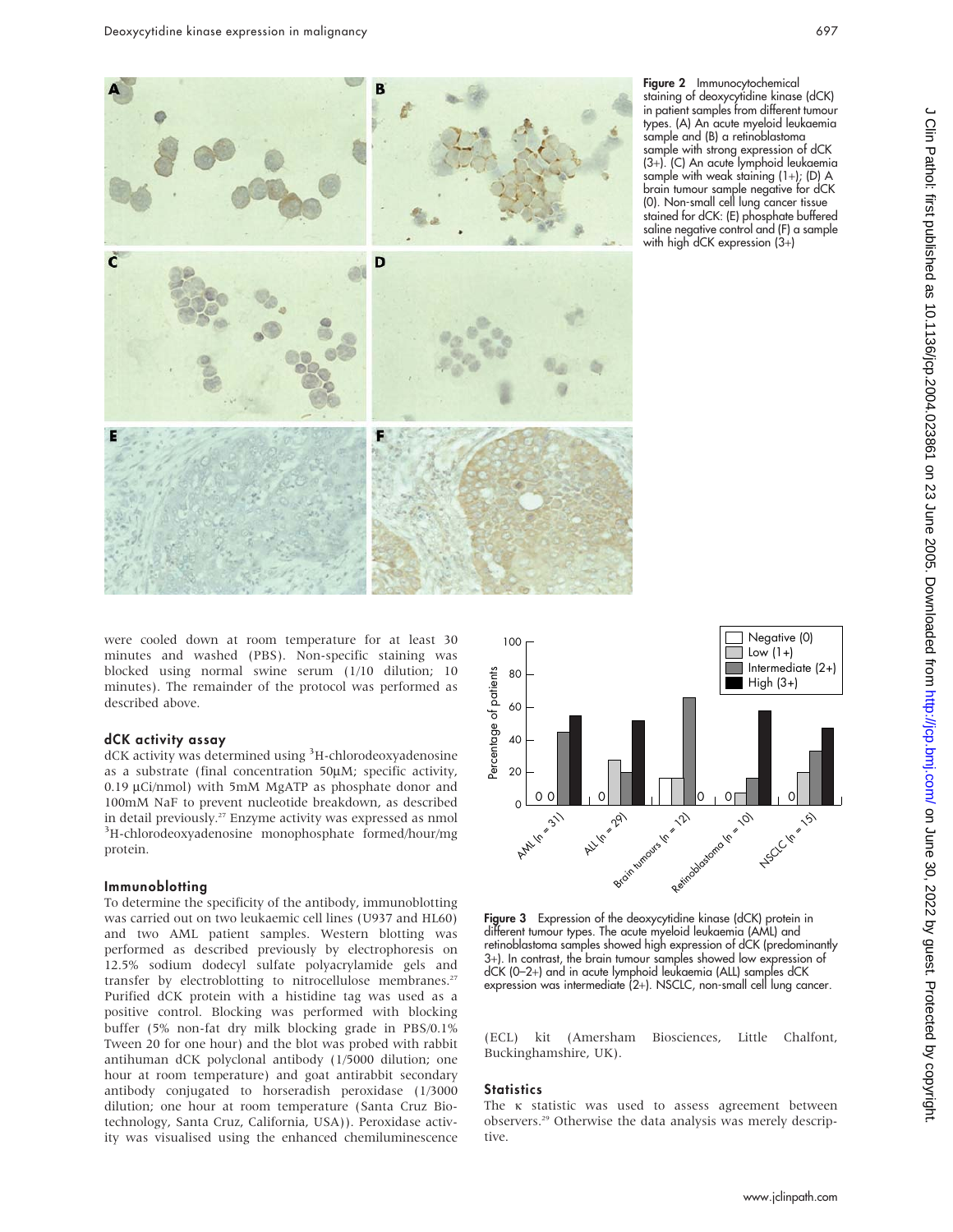Figure 2 Immunocytochemical staining of deoxycytidine kinase (dCK) in patient samples from different tumour types. (A) An acute myeloid leukaemia sample and (B) a retinoblastoma sample with strong expression of dCK (3+). (C) An acute lymphoid leukaemia sample with weak staining (1+); (D) A brain tumour sample negative for dCK (0). Non-small cell lung cancer tissue stained for dCK: (E) phosphate buffered saline negative control and (F) a sample with high dCK expression (3+)

were cooled down at room temperature for at least 30 minutes and washed (PBS). Non-specific staining was blocked using normal swine serum (1/10 dilution; 10 minutes). The remainder of the protocol was performed as described above.

### dCK activity assay

dCK activity was determined using $^{3}$H-chlorodeoxyadenosine as a substrate (final concentration 50μM; specific activity, 0.19 μCi/nmol) with 5mM MgATP as phosphate donor and 100mM NaF to prevent nucleotide breakdown, as described in detail previously.[27] Enzyme activity was expressed as nmol $^{3}$H-chlorodeoxyadenosine monophosphate formed/hour/mg protein.

### Immunoblotting

To determine the specificity of the antibody, immunoblotting was carried out on two leukaemic cell lines (U937 and HL60) and two AML patient samples. Western blotting was performed as described previously by electrophoresis on 12.5% sodium dodecyl sulfate polyacrylamide gels and transfer by electroblotting to nitrocellulose membranes.[27] Purified dCK protein with a histidine tag was used as a positive control. Blocking was performed with blocking buffer (5% non-fat dry milk blocking grade in PBS/0.1% Tween 20 for one hour) and the blot was probed with rabbit antihuman dCK polyclonal antibody (1/5000 dilution; one hour at room temperature) and goat antirabbit secondary antibody conjugated to horseradish peroxidase (1/3000 dilution; one hour at room temperature (Santa Cruz Biotechnology, Santa Cruz, California, USA)). Peroxidase activity was visualised using the enhanced chemiluminescence (ECL) kit (Amersham Biosciences, Little Chalfont, Buckinghamshire, UK).

Figure 3 Expression of the deoxycytidine kinase (dCK) protein in different tumour types. The acute myeloid leukaemia (AML) and retinoblastoma samples showed high expression of dCK (predominantly 3+). In contrast, the brain tumour samples showed low expression of dCK (0–2+) and in acute lymphoid leukaemia (ALL) samples dCK expression was intermediate (2+). NSCLC, non-small cell lung cancer.

### Statistics

The κ statistic was used to assess agreement between observers.[29] Otherwise the data analysis was merely descriptive.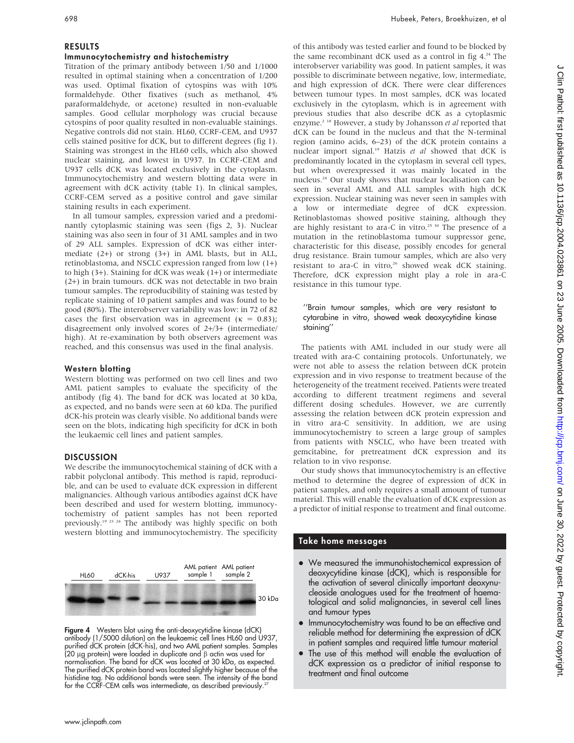## RESULTS

### Immunocytochemistry and histochemistry

Titration of the primary antibody between 1/50 and 1/1000 resulted in optimal staining when a concentration of 1/200 was used. Optimal fixation of cytospins was with 10% formaldehyde. Other fixatives (such as methanol, 4% paraformaldehyde, or acetone) resulted in non-evaluable samples. Good cellular morphology was crucial because cytospins of poor quality resulted in non-evaluable stainings. Negative controls did not stain. HL60, CCRF-CEM, and U937 cells stained positive for dCK, but to different degrees (fig 1). Staining was strongest in the HL60 cells, which also showed nuclear staining, and lowest in U937. In CCRF-CEM and U937 cells dCK was located exclusively in the cytoplasm. Immunocytochemistry and western blotting data were in agreement with dCK activity (table 1). In clinical samples, CCRF-CEM served as a positive control and gave similar staining results in each experiment.

In all tumour samples, expression varied and a predominantly cytoplasmic staining was seen (figs 2, 3). Nuclear staining was also seen in four of 31 AML samples and in two of 29 ALL samples. Expression of dCK was either intermediate (2+) or strong (3+) in AML blasts, but in ALL, retinoblastoma, and NSCLC expression ranged from low (1+) to high (3+). Staining for dCK was weak (1+) or intermediate (2+) in brain tumours. dCK was not detectable in two brain tumour samples. The reproducibility of staining was tested by replicate staining of 10 patient samples and was found to be good (80%). The interobserver variability was low: in 72 of 82 cases the first observation was in agreement ($\kappa = 0.83$); disagreement only involved scores of 2+/3+ (intermediate/high). At re-examination by both observers agreement was reached, and this consensus was used in the final analysis.

### Western blotting

Western blotting was performed on two cell lines and two AML patient samples to evaluate the specificity of the antibody (fig 4). The band for dCK was located at 30 kDa, as expected, and no bands were seen at 60 kDa. The purified dCK-his protein was clearly visible. No additional bands were seen on the blots, indicating high specificity for dCK in both the leukaemic cell lines and patient samples.

## DISCUSSION

We describe the immunocytochemical staining of dCK with a rabbit polyclonal antibody. This method is rapid, reproducible, and can be used to evaluate dCK expression in different malignancies. Although various antibodies against dCK have been described and used for western blotting, immunocytochemistry of patient samples has not been reported previously.[19 23 24] The antibody was highly specific on both western blotting and immunocytochemistry. The specificity of this antibody was tested earlier and found to be blocked by the same recombinant dCK used as a control in fig 4.[24] The interobserver variability was good. In patient samples, it was possible to discriminate between negative, low, intermediate, and high expression of dCK. There were clear differences between tumour types. In most samples, dCK was located exclusively in the cytoplasm, which is in agreement with previous studies that also describe dCK as a cytoplasmic enzyme.[2 18] However, a study by Johansson *et al* reported that dCK can be found in the nucleus and that the N-terminal region (amino acids, 6–23) of the dCK protein contains a nuclear import signal.[19] Hatzis *et al* showed that dCK is predominantly located in the cytoplasm in several cell types, but when overexpressed it was mainly located in the nucleus.[24] Our study shows that nuclear localisation can be seen in several AML and ALL samples with high dCK expression. Nuclear staining was never seen in samples with a low or intermediate degree of dCK expression. Retinoblastomas showed positive staining, although they are highly resistant to ara-C in vitro.[25 30] The presence of a mutation in the retinoblastoma tumour suppressor gene, characteristic for this disease, possibly encodes for general drug resistance. Brain tumour samples, which are also very resistant to ara-C in vitro,[26] showed weak dCK staining. Therefore, dCK expression might play a role in ara-C resistance in this tumour type.

> "Brain tumour samples, which are very resistant to cytarabine in vitro, showed weak deoxycytidine kinase staining"

The patients with AML included in our study were all treated with ara-C containing protocols. Unfortunately, we were not able to assess the relation between dCK protein expression and in vivo response to treatment because of the heterogeneity of the treatment received. Patients were treated according to different treatment regimens and several different dosing schedules. However, we are currently assessing the relation between dCK protein expression and in vitro ara-C sensitivity. In addition, we are using immunocytochemistry to screen a large group of samples from patients with NSCLC, who have been treated with gemcitabine, for pretreatment dCK expression and its relation to in vivo response.

Our study shows that immunocytochemistry is an effective method to determine the degree of expression of dCK in patient samples, and only requires a small amount of tumour material. This will enable the evaluation of dCK expression as a predictor of initial response to treatment and final outcome.

HL60 | dCK-his | U937 | AML patient sample 1 | AML patient sample 2 | 30 kDa

**Figure 4** Western blot using the anti-deoxycytidine kinase (dCK) antibody (1/5000 dilution) on the leukaemic cell lines HL60 and U937, purified dCK protein (dCK-his), and two AML patient samples. Samples (20 μg protein) were loaded in duplicate and β actin was used for normalisation. The band for dCK was located at 30 kDa, as expected. The purified dCK protein band was located slightly higher because of the histidine tag. No additional bands were seen. The intensity of the band for the CCRF-CEM cells was intermediate, as described previously.[27]

### Take home messages

- We measured the immunohistochemical expression of deoxycytidine kinase (dCK), which is responsible for the activation of several clinically important deoxynucleoside analogues used for the treatment of haematological and solid malignancies, in several cell lines and tumour types
- Immunocytochemistry was found to be an effective and reliable method for determining the expression of dCK in patient samples and required little tumour material
- The use of this method will enable the evaluation of dCK expression as a predictor of initial response to treatment and final outcome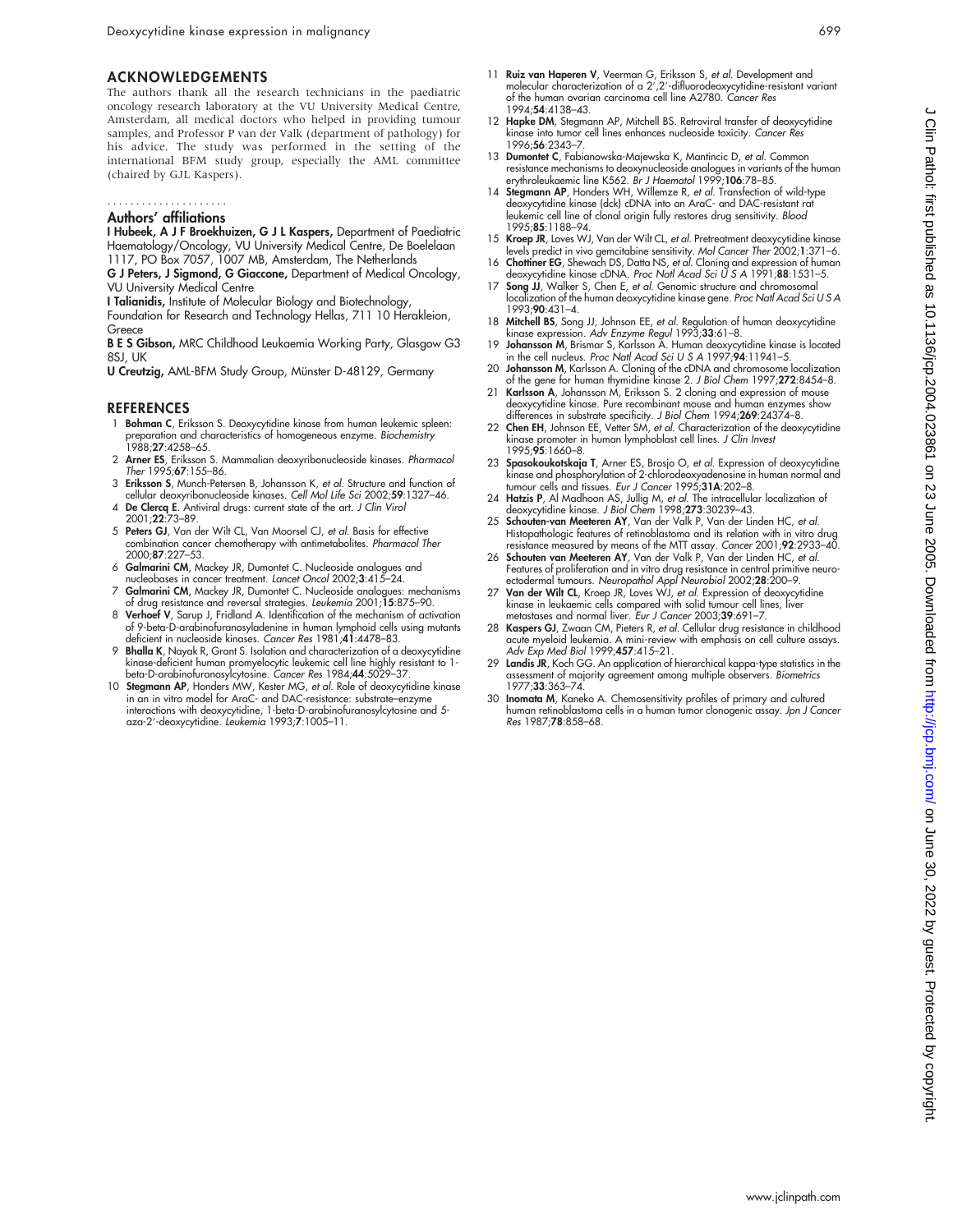## ACKNOWLEDGEMENTS

The authors thank all the research technicians in the paediatric oncology research laboratory at the VU University Medical Centre, Amsterdam, all medical doctors who helped in providing tumour samples, and Professor P van der Valk (department of pathology) for his advice. The study was performed in the setting of the international BFM study group, especially the AML committee (chaired by GJL Kaspers).

### Authors' affiliations

**I Hubeek, A J F Broekhuizen, G J L Kaspers,** Department of Paediatric Haematology/Oncology, VU University Medical Centre, De Boelelaan 1117, PO Box 7057, 1007 MB, Amsterdam, The Netherlands
**G J Peters, J Sigmond, G Giaccone,** Department of Medical Oncology, VU University Medical Centre
**I Talianidis,** Institute of Molecular Biology and Biotechnology, Foundation for Research and Technology Hellas, 711 10 Herakleion, Greece
**B E S Gibson,** MRC Childhood Leukaemia Working Party, Glasgow G3 8SJ, UK
**U Creutzig,** AML-BFM Study Group, Münster D-48129, Germany

## REFERENCES

1. **Bohman C**, Eriksson S. Deoxycytidine kinase from human leukemic spleen: preparation and characteristics of homogeneous enzyme. *Biochemistry* 1988;**27**:4258–65.
2. **Arner ES**, Eriksson S. Mammalian deoxyribonucleoside kinases. *Pharmacol Ther* 1995;**67**:155–86.
3. **Eriksson S**, Munch-Petersen B, Johansson K, *et al.* Structure and function of cellular deoxyribonucleoside kinases. *Cell Mol Life Sci* 2002;**59**:1327–46.
4. **De Clercq E**. Antiviral drugs: current state of the art. *J Clin Virol* 2001;**22**:73–89.
5. **Peters GJ**, Van der Wilt CL, Van Moorsel CJ, *et al.* Basis for effective combination cancer chemotherapy with antimetabolites. *Pharmacol Ther* 2000;**87**:227–53.
6. **Galmarini CM**, Mackey JR, Dumontet C. Nucleoside analogues and nucleobases in cancer treatment. *Lancet Oncol* 2002;**3**:415–24.
7. **Galmarini CM**, Mackey JR, Dumontet C. Nucleoside analogues: mechanisms of drug resistance and reversal strategies. *Leukemia* 2001;**15**:875–90.
8. **Verhoef V**, Sarup J, Fridland A. Identification of the mechanism of activation of 9-beta-D-arabinofuranosyladenine in human lymphoid cells using mutants deficient in nucleoside kinases. *Cancer Res* 1981;**41**:4478–83.
9. **Bhalla K**, Nayak R, Grant S. Isolation and characterization of a deoxycytidine kinase-deficient human promyelocytic leukemic cell line highly resistant to 1-beta-D-arabinofuranosylcytosine. *Cancer Res* 1984;**44**:5029–37.
10. **Stegmann AP**, Honders MW, Kester MG, *et al.* Role of deoxycytidine kinase in an in vitro model for AraC- and DAC-resistance: substrate–enzyme interactions with deoxycytidine, 1-beta-D-arabinofuranosylcytosine and 5-aza-2′-deoxycytidine. *Leukemia* 1993;**7**:1005–11.
11. **Ruiz van Haperen V**, Veerman G, Eriksson S, *et al.* Development and molecular characterization of a 2′,2′-difluorodeoxycytidine-resistant variant of the human ovarian carcinoma cell line A2780. *Cancer Res* 1994;**54**:4138–43.
12. **Hapke DM**, Stegmann AP, Mitchell BS. Retroviral transfer of deoxycytidine kinase into tumor cell lines enhances nucleoside toxicity. *Cancer Res* 1996;**56**:2343–7.
13. **Dumontet C**, Fabianowska-Majewska K, Mantincic D, *et al.* Common resistance mechanisms to deoxynucleoside analogues in variants of the human erythroleukaemic line K562. *Br J Haematol* 1999;**106**:78–85.
14. **Stegmann AP**, Honders WH, Willemze R, *et al.* Transfection of wild-type deoxycytidine kinase (dck) cDNA into an AraC- and DAC-resistant rat leukemic cell line of clonal origin fully restores drug sensitivity. *Blood* 1995;**85**:1188–94.
15. **Kroep JR**, Loves WJ, Van der Wilt CL, *et al.* Pretreatment deoxycytidine kinase levels predict in vivo gemcitabine sensitivity. *Mol Cancer Ther* 2002;**1**:371–6.
16. **Chottiner EG**, Shewach DS, Datta NS, *et al.* Cloning and expression of human deoxycytidine kinase cDNA. *Proc Natl Acad Sci U S A* 1991;**88**:1531–5.
17. **Song JJ**, Walker S, Chen E, *et al.* Genomic structure and chromosomal localization of the human deoxycytidine kinase gene. *Proc Natl Acad Sci U S A* 1993;**90**:431–4.
18. **Mitchell BS**, Song JJ, Johnson EE, *et al.* Regulation of human deoxycytidine kinase expression. *Adv Enzyme Regul* 1993;**33**:61–8.
19. **Johansson M**, Brismar S, Karlsson A. Human deoxycytidine kinase is located in the cell nucleus. *Proc Natl Acad Sci U S A* 1997;**94**:11941–5.
20. **Johansson M**, Karlsson A. Cloning of the cDNA and chromosome localization of the gene for human thymidine kinase 2. *J Biol Chem* 1997;**272**:8454–8.
21. **Karlsson A**, Johansson M, Eriksson S. 2 cloning and expression of mouse deoxycytidine kinase. Pure recombinant mouse and human enzymes show differences in substrate specificity. *J Biol Chem* 1994;**269**:24374–8.
22. **Chen EH**, Johnson EE, Vetter SM, *et al.* Characterization of the deoxycytidine kinase promoter in human lymphoblast cell lines. *J Clin Invest* 1995;**95**:1660–8.
23. **Spasokoukotskaja T**, Arner ES, Brosjo O, *et al.* Expression of deoxycytidine kinase and phosphorylation of 2-chlorodeoxyadenosine in human normal and tumour cells and tissues. *Eur J Cancer* 1995;**31A**:202–8.
24. **Hatzis P**, Al Madhoon AS, Jullig M, *et al.* The intracellular localization of deoxycytidine kinase. *J Biol Chem* 1998;**273**:30239–43.
25. **Schouten-van Meeteren AY**, Van der Valk P, Van der Linden HC, *et al.* Histopathologic features of retinoblastoma and its relation with in vitro drug resistance measured by means of the MTT assay. *Cancer* 2001;**92**:2933–40.
26. **Schouten van Meeteren AY**, Van der Valk P, Van der Linden HC, *et al.* Features of proliferation and in vitro drug resistance in central primitive neuroectodermal tumours. *Neuropathol Appl Neurobiol* 2002;**28**:200–9.
27. **Van der Wilt CL**, Kroep JR, Loves WJ, *et al.* Expression of deoxycytidine kinase in leukaemic cells compared with solid tumour cell lines, liver metastases and normal liver. *Eur J Cancer* 2003;**39**:691–7.
28. **Kaspers GJ**, Zwaan CM, Pieters R, *et al.* Cellular drug resistance in childhood acute myeloid leukemia. A mini-review with emphasis on cell culture assays. *Adv Exp Med Biol* 1999;**457**:415–21.
29. **Landis JR**, Koch GG. An application of hierarchical kappa-type statistics in the assessment of majority agreement among multiple observers. *Biometrics* 1977;**33**:363–74.
30. **Inomata M**, Kaneko A. Chemosensitivity profiles of primary and cultured human retinoblastoma cells in a human tumor clonogenic assay. *Jpn J Cancer Res* 1987;**78**:858–68.